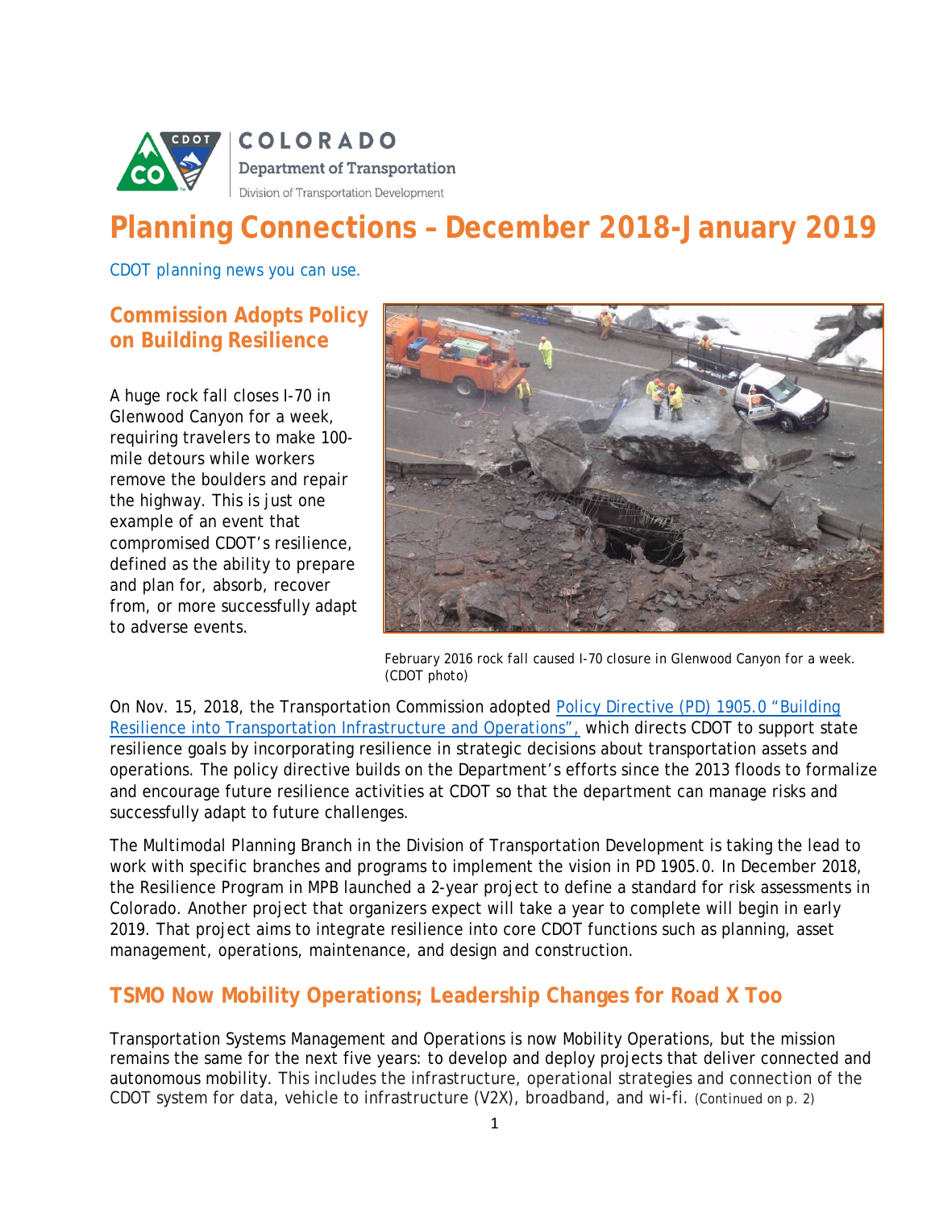COLORADO
Department of Transportation
Division of Transportation Development

# Planning Connections – December 2018-January 2019

CDOT planning news you can use.

## Commission Adopts Policy on Building Resilience

A huge rock fall closes I-70 in Glenwood Canyon for a week, requiring travelers to make 100-mile detours while workers remove the boulders and repair the highway. This is just one example of an event that compromised CDOT's resilience, defined as the ability to prepare and plan for, absorb, recover from, or more successfully adapt to adverse events.

February 2016 rock fall caused I-70 closure in Glenwood Canyon for a week. (CDOT photo)

On Nov. 15, 2018, the Transportation Commission adopted Policy Directive (PD) 1905.0 "Building Resilience into Transportation Infrastructure and Operations", which directs CDOT to support state resilience goals by incorporating resilience in strategic decisions about transportation assets and operations. The policy directive builds on the Department's efforts since the 2013 floods to formalize and encourage future resilience activities at CDOT so that the department can manage risks and successfully adapt to future challenges.

The Multimodal Planning Branch in the Division of Transportation Development is taking the lead to work with specific branches and programs to implement the vision in PD 1905.0. In December 2018, the Resilience Program in MPB launched a 2-year project to define a standard for risk assessments in Colorado. Another project that organizers expect will take a year to complete will begin in early 2019. That project aims to integrate resilience into core CDOT functions such as planning, asset management, operations, maintenance, and design and construction.

## TSMO Now Mobility Operations; Leadership Changes for Road X Too

Transportation Systems Management and Operations is now Mobility Operations, but the mission remains the same for the next five years: to develop and deploy projects that deliver connected and autonomous mobility. This includes the infrastructure, operational strategies and connection of the CDOT system for data, vehicle to infrastructure (V2X), broadband, and wi-fi. (Continued on p. 2)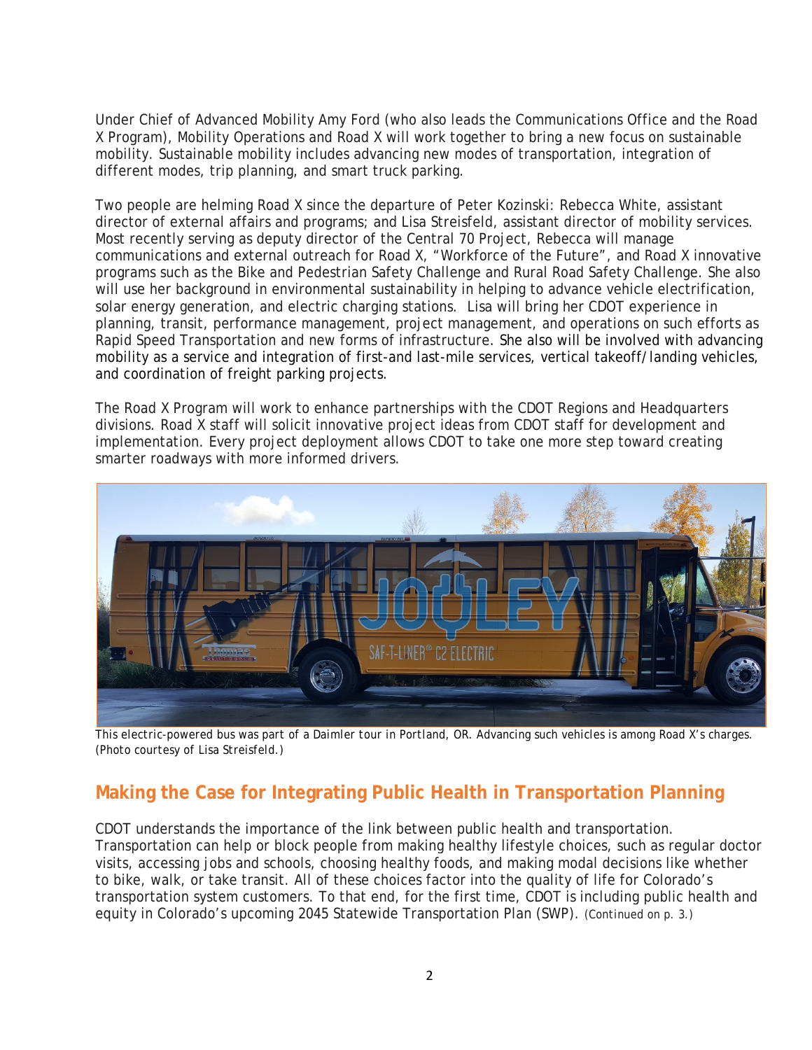Under Chief of Advanced Mobility Amy Ford (who also leads the Communications Office and the Road X Program), Mobility Operations and Road X will work together to bring a new focus on sustainable mobility. Sustainable mobility includes advancing new modes of transportation, integration of different modes, trip planning, and smart truck parking.

Two people are helming Road X since the departure of Peter Kozinski: Rebecca White, assistant director of external affairs and programs; and Lisa Streisfeld, assistant director of mobility services. Most recently serving as deputy director of the Central 70 Project, Rebecca will manage communications and external outreach for Road X, "Workforce of the Future", and Road X innovative programs such as the Bike and Pedestrian Safety Challenge and Rural Road Safety Challenge. She also will use her background in environmental sustainability in helping to advance vehicle electrification, solar energy generation, and electric charging stations. Lisa will bring her CDOT experience in planning, transit, performance management, project management, and operations on such efforts as Rapid Speed Transportation and new forms of infrastructure. She also will be involved with advancing mobility as a service and integration of first-and last-mile services, vertical takeoff/landing vehicles, and coordination of freight parking projects.

The Road X Program will work to enhance partnerships with the CDOT Regions and Headquarters divisions. Road X staff will solicit innovative project ideas from CDOT staff for development and implementation. Every project deployment allows CDOT to take one more step toward creating smarter roadways with more informed drivers.

*This electric-powered bus was part of a Daimler tour in Portland, OR. Advancing such vehicles is among Road X's charges. (Photo courtesy of Lisa Streisfeld.)*

## Making the Case for Integrating Public Health in Transportation Planning

CDOT understands the importance of the link between public health and transportation. Transportation can help or block people from making healthy lifestyle choices, such as regular doctor visits, accessing jobs and schools, choosing healthy foods, and making modal decisions like whether to bike, walk, or take transit. All of these choices factor into the quality of life for Colorado's transportation system customers. To that end, for the first time, CDOT is including public health and equity in Colorado's upcoming 2045 Statewide Transportation Plan (SWP). (Continued on p. 3.)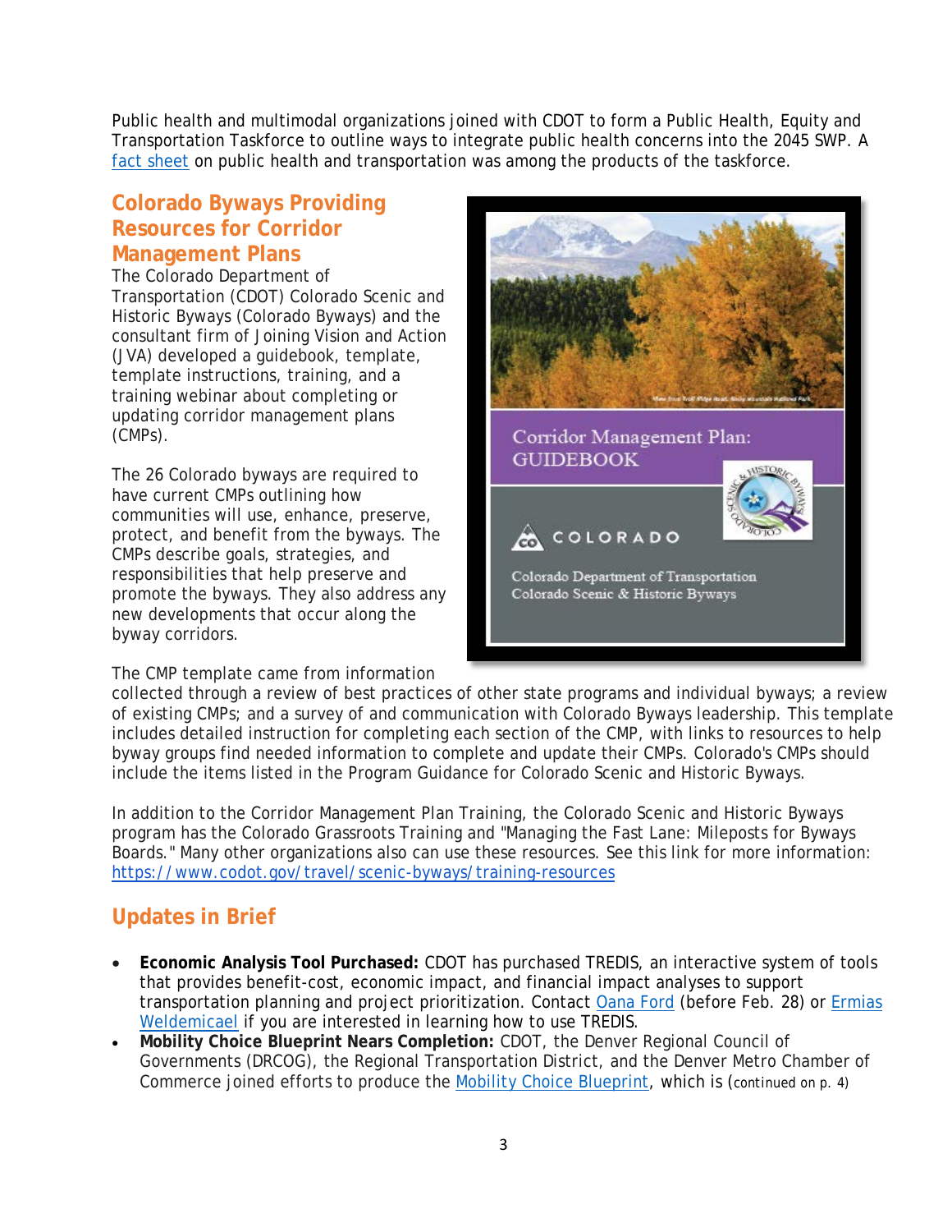Public health and multimodal organizations joined with CDOT to form a Public Health, Equity and Transportation Taskforce to outline ways to integrate public health concerns into the 2045 SWP. A fact sheet on public health and transportation was among the products of the taskforce.

## Colorado Byways Providing Resources for Corridor Management Plans

The Colorado Department of Transportation (CDOT) Colorado Scenic and Historic Byways (Colorado Byways) and the consultant firm of Joining Vision and Action (JVA) developed a guidebook, template, template instructions, training, and a training webinar about completing or updating corridor management plans (CMPs).

The 26 Colorado byways are required to have current CMPs outlining how communities will use, enhance, preserve, protect, and benefit from the byways. The CMPs describe goals, strategies, and responsibilities that help preserve and promote the byways. They also address any new developments that occur along the byway corridors.

The CMP template came from information collected through a review of best practices of other state programs and individual byways; a review of existing CMPs; and a survey of and communication with Colorado Byways leadership. This template includes detailed instruction for completing each section of the CMP, with links to resources to help byway groups find needed information to complete and update their CMPs. Colorado's CMPs should include the items listed in the Program Guidance for Colorado Scenic and Historic Byways.

In addition to the Corridor Management Plan Training, the Colorado Scenic and Historic Byways program has the Colorado Grassroots Training and "Managing the Fast Lane: Mileposts for Byways Boards." Many other organizations also can use these resources. See this link for more information: https://www.codot.gov/travel/scenic-byways/training-resources

## Updates in Brief

- **Economic Analysis Tool Purchased:** CDOT has purchased TREDIS, an interactive system of tools that provides benefit-cost, economic impact, and financial impact analyses to support transportation planning and project prioritization. Contact Oana Ford (before Feb. 28) or Ermias Weldemicael if you are interested in learning how to use TREDIS.
- **Mobility Choice Blueprint Nears Completion:** CDOT, the Denver Regional Council of Governments (DRCOG), the Regional Transportation District, and the Denver Metro Chamber of Commerce joined efforts to produce the Mobility Choice Blueprint, which is (continued on p. 4)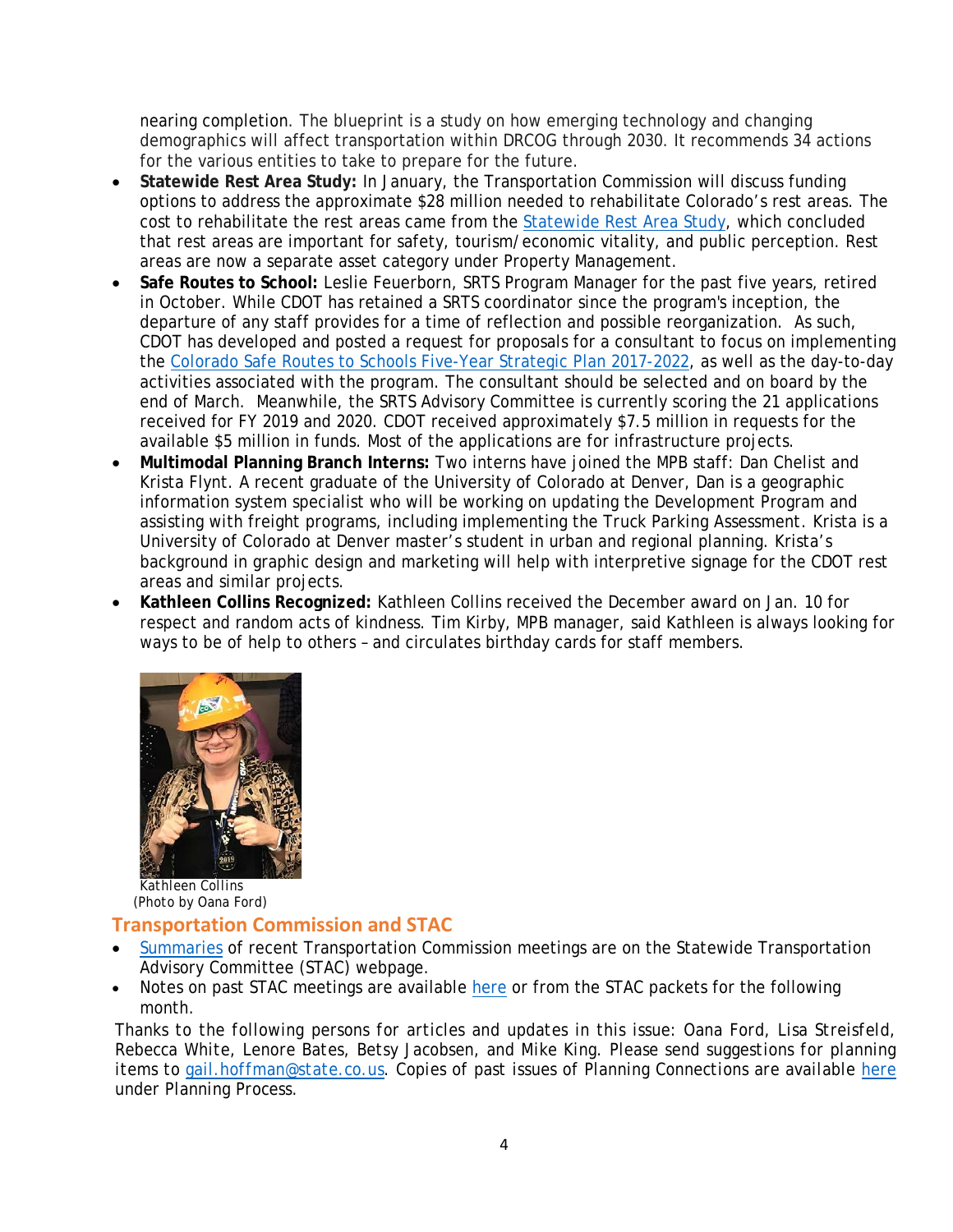nearing completion. The blueprint is a study on how emerging technology and changing demographics will affect transportation within DRCOG through 2030. It recommends 34 actions for the various entities to take to prepare for the future.

- **Statewide Rest Area Study:** In January, the Transportation Commission will discuss funding options to address the approximate $28 million needed to rehabilitate Colorado's rest areas. The cost to rehabilitate the rest areas came from the Statewide Rest Area Study, which concluded that rest areas are important for safety, tourism/economic vitality, and public perception. Rest areas are now a separate asset category under Property Management.
- **Safe Routes to School:** Leslie Feuerborn, SRTS Program Manager for the past five years, retired in October. While CDOT has retained a SRTS coordinator since the program's inception, the departure of any staff provides for a time of reflection and possible reorganization. As such, CDOT has developed and posted a request for proposals for a consultant to focus on implementing the Colorado Safe Routes to Schools Five-Year Strategic Plan 2017-2022, as well as the day-to-day activities associated with the program. The consultant should be selected and on board by the end of March. Meanwhile, the SRTS Advisory Committee is currently scoring the 21 applications received for FY 2019 and 2020. CDOT received approximately $7.5 million in requests for the available $5 million in funds. Most of the applications are for infrastructure projects.
- **Multimodal Planning Branch Interns:** Two interns have joined the MPB staff: Dan Chelist and Krista Flynt. A recent graduate of the University of Colorado at Denver, Dan is a geographic information system specialist who will be working on updating the Development Program and assisting with freight programs, including implementing the Truck Parking Assessment. Krista is a University of Colorado at Denver master's student in urban and regional planning. Krista's background in graphic design and marketing will help with interpretive signage for the CDOT rest areas and similar projects.
- **Kathleen Collins Recognized:** Kathleen Collins received the December award on Jan. 10 for respect and random acts of kindness. Tim Kirby, MPB manager, said Kathleen is always looking for ways to be of help to others – and circulates birthday cards for staff members.

Kathleen Collins
(Photo by Oana Ford)

## Transportation Commission and STAC

- Summaries of recent Transportation Commission meetings are on the Statewide Transportation Advisory Committee (STAC) webpage.
- Notes on past STAC meetings are available here or from the STAC packets for the following month.

Thanks to the following persons for articles and updates in this issue: Oana Ford, Lisa Streisfeld, Rebecca White, Lenore Bates, Betsy Jacobsen, and Mike King. Please send suggestions for planning items to gail.hoffman@state.co.us. Copies of past issues of Planning Connections are available here under Planning Process.